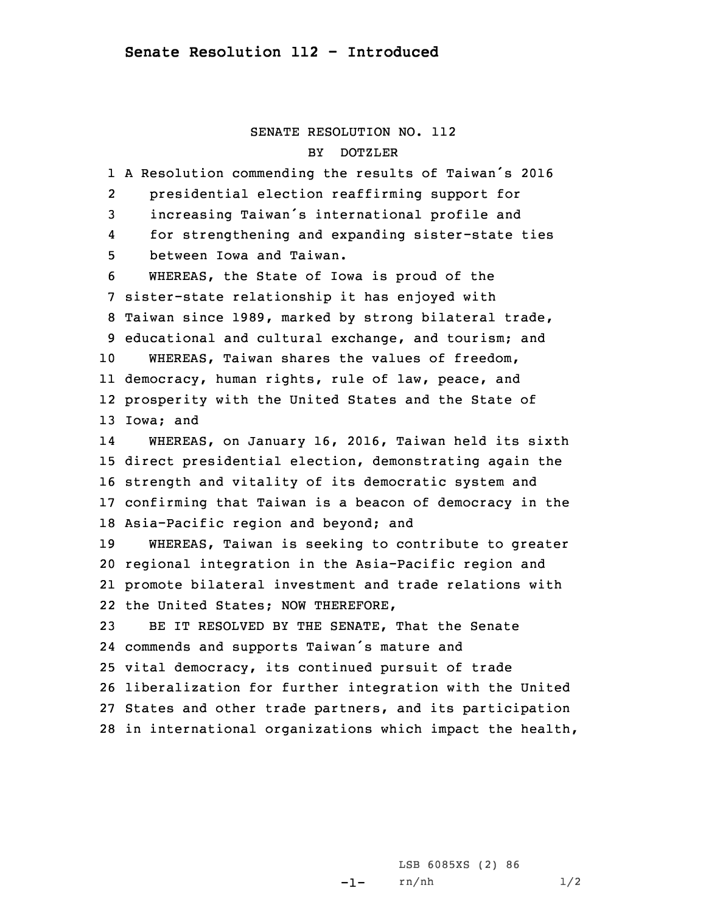# Senate Resolution 112 - Introduced

SENATE RESOLUTION NO. 112

BY DOTZLER

A Resolution commending the results of Taiwan's 2016 presidential election reaffirming support for increasing Taiwan's international profile and for strengthening and expanding sister-state ties between Iowa and Taiwan.

WHEREAS, the State of Iowa is proud of the sister-state relationship it has enjoyed with Taiwan since 1989, marked by strong bilateral trade, educational and cultural exchange, and tourism; and

WHEREAS, Taiwan shares the values of freedom, democracy, human rights, rule of law, peace, and prosperity with the United States and the State of Iowa; and

WHEREAS, on January 16, 2016, Taiwan held its sixth direct presidential election, demonstrating again the strength and vitality of its democratic system and confirming that Taiwan is a beacon of democracy in the Asia-Pacific region and beyond; and

WHEREAS, Taiwan is seeking to contribute to greater regional integration in the Asia-Pacific region and promote bilateral investment and trade relations with the United States; NOW THEREFORE,

BE IT RESOLVED BY THE SENATE, That the Senate commends and supports Taiwan's mature and vital democracy, its continued pursuit of trade liberalization for further integration with the United States and other trade partners, and its participation in international organizations which impact the health,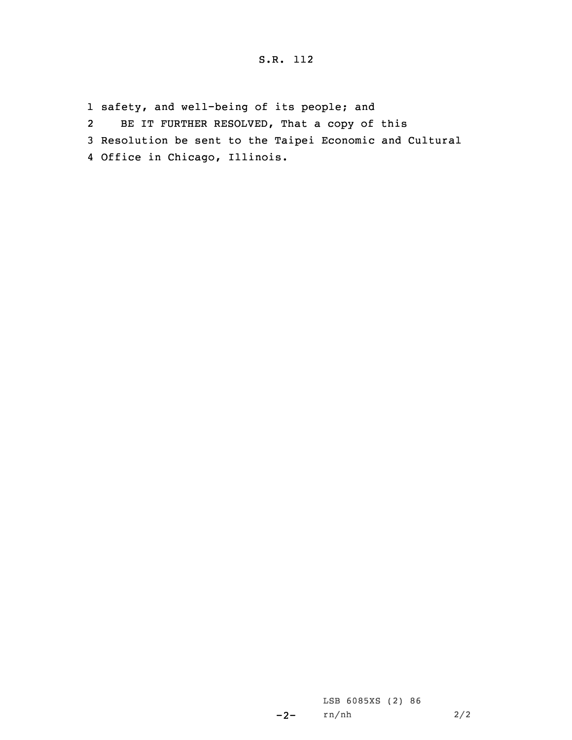1 safety, and well-being of its people; and

2 BE IT FURTHER RESOLVED, That a copy of this

3 Resolution be sent to the Taipei Economic and Cultural

4 Office in Chicago, Illinois.

LSB 6085XS (2) 86

rn/nh